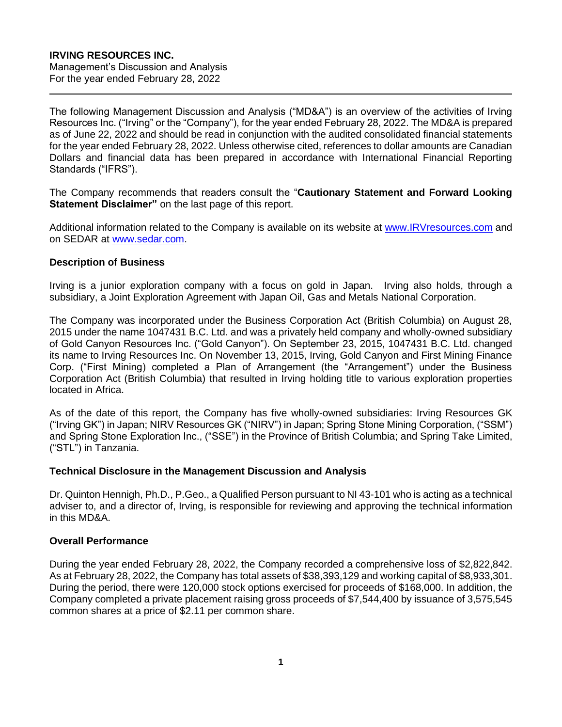**IRVING RESOURCES INC.**
Management's Discussion and Analysis
For the year ended February 28, 2022

---

The following Management Discussion and Analysis ("MD&A") is an overview of the activities of Irving Resources Inc. ("Irving" or the "Company"), for the year ended February 28, 2022. The MD&A is prepared as of June 22, 2022 and should be read in conjunction with the audited consolidated financial statements for the year ended February 28, 2022. Unless otherwise cited, references to dollar amounts are Canadian Dollars and financial data has been prepared in accordance with International Financial Reporting Standards ("IFRS").

The Company recommends that readers consult the "**Cautionary Statement and Forward Looking Statement Disclaimer"** on the last page of this report.

Additional information related to the Company is available on its website at www.IRVresources.com and on SEDAR at www.sedar.com.

### Description of Business

Irving is a junior exploration company with a focus on gold in Japan. Irving also holds, through a subsidiary, a Joint Exploration Agreement with Japan Oil, Gas and Metals National Corporation.

The Company was incorporated under the Business Corporation Act (British Columbia) on August 28, 2015 under the name 1047431 B.C. Ltd. and was a privately held company and wholly-owned subsidiary of Gold Canyon Resources Inc. ("Gold Canyon"). On September 23, 2015, 1047431 B.C. Ltd. changed its name to Irving Resources Inc. On November 13, 2015, Irving, Gold Canyon and First Mining Finance Corp. ("First Mining) completed a Plan of Arrangement (the "Arrangement") under the Business Corporation Act (British Columbia) that resulted in Irving holding title to various exploration properties located in Africa.

As of the date of this report, the Company has five wholly-owned subsidiaries: Irving Resources GK ("Irving GK") in Japan; NIRV Resources GK ("NIRV") in Japan; Spring Stone Mining Corporation, ("SSM") and Spring Stone Exploration Inc., ("SSE") in the Province of British Columbia; and Spring Take Limited, ("STL") in Tanzania.

### Technical Disclosure in the Management Discussion and Analysis

Dr. Quinton Hennigh, Ph.D., P.Geo., a Qualified Person pursuant to NI 43-101 who is acting as a technical adviser to, and a director of, Irving, is responsible for reviewing and approving the technical information in this MD&A.

### Overall Performance

During the year ended February 28, 2022, the Company recorded a comprehensive loss of $2,822,842. As at February 28, 2022, the Company has total assets of $38,393,129 and working capital of $8,933,301. During the period, there were 120,000 stock options exercised for proceeds of $168,000. In addition, the Company completed a private placement raising gross proceeds of $7,544,400 by issuance of 3,575,545 common shares at a price of $2.11 per common share.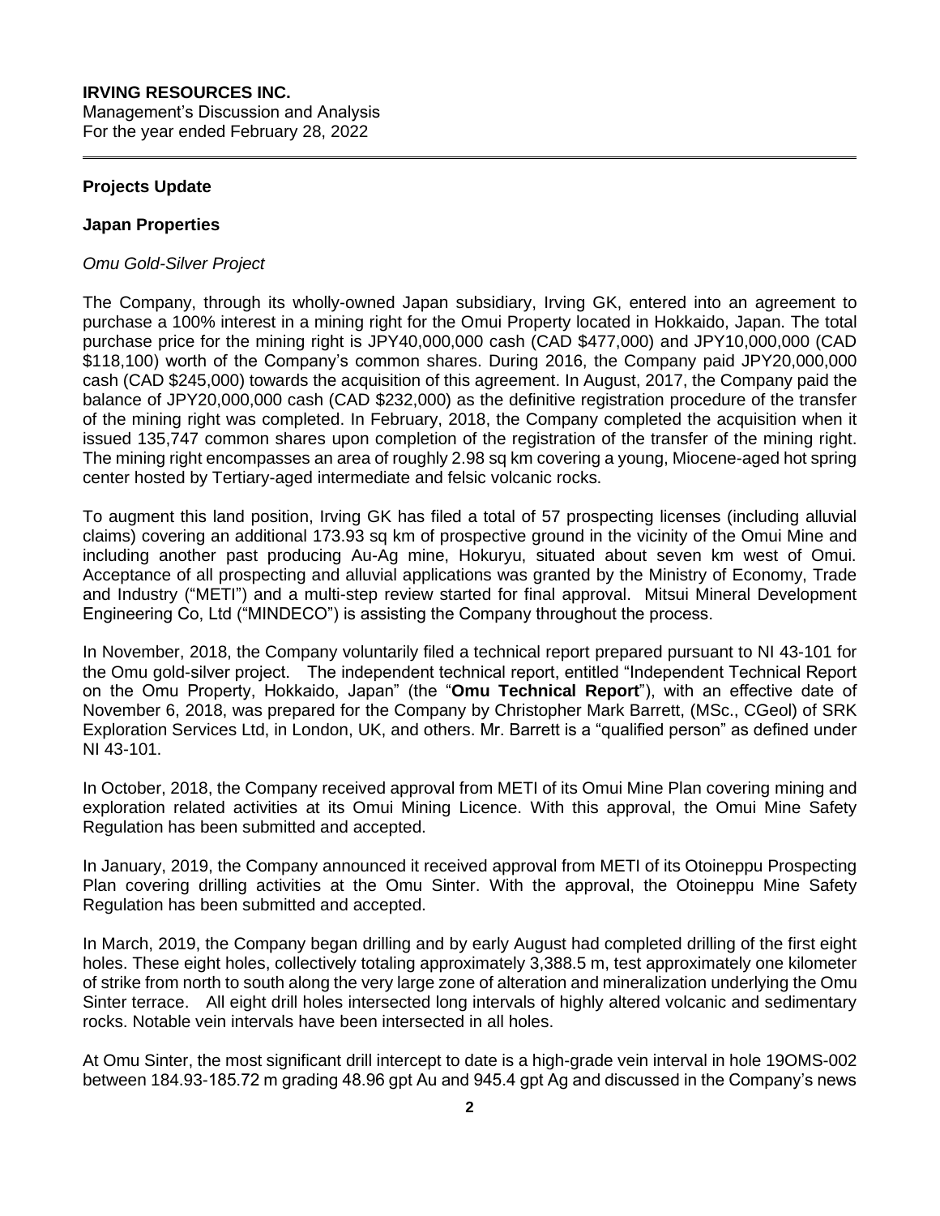## Projects Update

### Japan Properties

*Omu Gold-Silver Project*

The Company, through its wholly-owned Japan subsidiary, Irving GK, entered into an agreement to purchase a 100% interest in a mining right for the Omui Property located in Hokkaido, Japan. The total purchase price for the mining right is JPY40,000,000 cash (CAD $477,000) and JPY10,000,000 (CAD $118,100) worth of the Company's common shares. During 2016, the Company paid JPY20,000,000 cash (CAD $245,000) towards the acquisition of this agreement. In August, 2017, the Company paid the balance of JPY20,000,000 cash (CAD $232,000) as the definitive registration procedure of the transfer of the mining right was completed. In February, 2018, the Company completed the acquisition when it issued 135,747 common shares upon completion of the registration of the transfer of the mining right. The mining right encompasses an area of roughly 2.98 sq km covering a young, Miocene-aged hot spring center hosted by Tertiary-aged intermediate and felsic volcanic rocks.

To augment this land position, Irving GK has filed a total of 57 prospecting licenses (including alluvial claims) covering an additional 173.93 sq km of prospective ground in the vicinity of the Omui Mine and including another past producing Au-Ag mine, Hokuryu, situated about seven km west of Omui. Acceptance of all prospecting and alluvial applications was granted by the Ministry of Economy, Trade and Industry ("METI") and a multi-step review started for final approval. Mitsui Mineral Development Engineering Co, Ltd ("MINDECO") is assisting the Company throughout the process.

In November, 2018, the Company voluntarily filed a technical report prepared pursuant to NI 43-101 for the Omu gold-silver project. The independent technical report, entitled "Independent Technical Report on the Omu Property, Hokkaido, Japan" (the "**Omu Technical Report**"), with an effective date of November 6, 2018, was prepared for the Company by Christopher Mark Barrett, (MSc., CGeol) of SRK Exploration Services Ltd, in London, UK, and others. Mr. Barrett is a "qualified person" as defined under NI 43-101.

In October, 2018, the Company received approval from METI of its Omui Mine Plan covering mining and exploration related activities at its Omui Mining Licence. With this approval, the Omui Mine Safety Regulation has been submitted and accepted.

In January, 2019, the Company announced it received approval from METI of its Otoineppu Prospecting Plan covering drilling activities at the Omu Sinter. With the approval, the Otoineppu Mine Safety Regulation has been submitted and accepted.

In March, 2019, the Company began drilling and by early August had completed drilling of the first eight holes. These eight holes, collectively totaling approximately 3,388.5 m, test approximately one kilometer of strike from north to south along the very large zone of alteration and mineralization underlying the Omu Sinter terrace. All eight drill holes intersected long intervals of highly altered volcanic and sedimentary rocks. Notable vein intervals have been intersected in all holes.

At Omu Sinter, the most significant drill intercept to date is a high-grade vein interval in hole 19OMS-002 between 184.93-185.72 m grading 48.96 gpt Au and 945.4 gpt Ag and discussed in the Company's news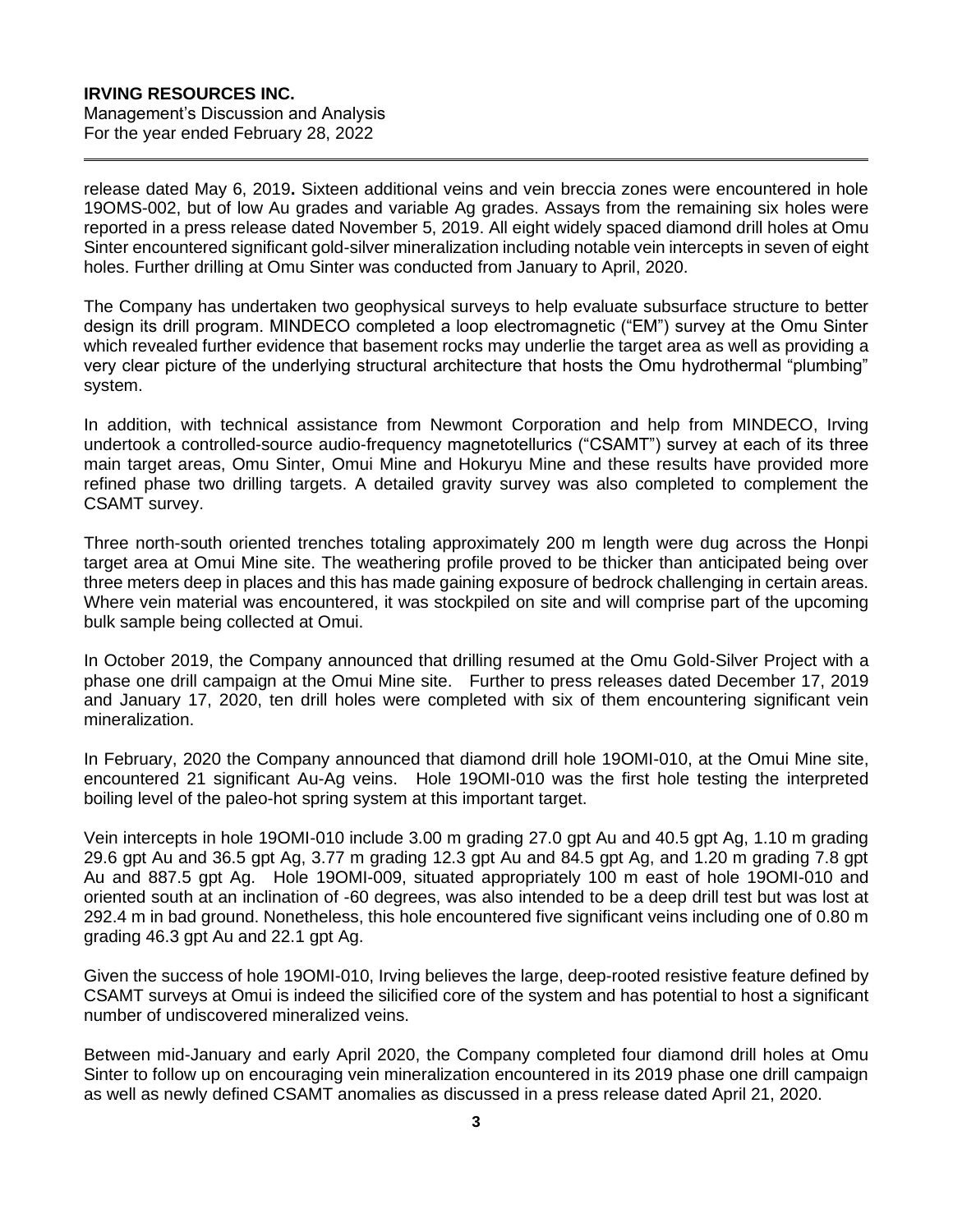release dated May 6, 2019**.** Sixteen additional veins and vein breccia zones were encountered in hole 19OMS-002, but of low Au grades and variable Ag grades. Assays from the remaining six holes were reported in a press release dated November 5, 2019. All eight widely spaced diamond drill holes at Omu Sinter encountered significant gold-silver mineralization including notable vein intercepts in seven of eight holes. Further drilling at Omu Sinter was conducted from January to April, 2020.

The Company has undertaken two geophysical surveys to help evaluate subsurface structure to better design its drill program. MINDECO completed a loop electromagnetic ("EM") survey at the Omu Sinter which revealed further evidence that basement rocks may underlie the target area as well as providing a very clear picture of the underlying structural architecture that hosts the Omu hydrothermal "plumbing" system.

In addition, with technical assistance from Newmont Corporation and help from MINDECO, Irving undertook a controlled-source audio-frequency magnetotellurics ("CSAMT") survey at each of its three main target areas, Omu Sinter, Omui Mine and Hokuryu Mine and these results have provided more refined phase two drilling targets. A detailed gravity survey was also completed to complement the CSAMT survey.

Three north-south oriented trenches totaling approximately 200 m length were dug across the Honpi target area at Omui Mine site. The weathering profile proved to be thicker than anticipated being over three meters deep in places and this has made gaining exposure of bedrock challenging in certain areas. Where vein material was encountered, it was stockpiled on site and will comprise part of the upcoming bulk sample being collected at Omui.

In October 2019, the Company announced that drilling resumed at the Omu Gold-Silver Project with a phase one drill campaign at the Omui Mine site. Further to press releases dated December 17, 2019 and January 17, 2020, ten drill holes were completed with six of them encountering significant vein mineralization.

In February, 2020 the Company announced that diamond drill hole 19OMI-010, at the Omui Mine site, encountered 21 significant Au-Ag veins. Hole 19OMI-010 was the first hole testing the interpreted boiling level of the paleo-hot spring system at this important target.

Vein intercepts in hole 19OMI-010 include 3.00 m grading 27.0 gpt Au and 40.5 gpt Ag, 1.10 m grading 29.6 gpt Au and 36.5 gpt Ag, 3.77 m grading 12.3 gpt Au and 84.5 gpt Ag, and 1.20 m grading 7.8 gpt Au and 887.5 gpt Ag. Hole 19OMI-009, situated appropriately 100 m east of hole 19OMI-010 and oriented south at an inclination of -60 degrees, was also intended to be a deep drill test but was lost at 292.4 m in bad ground. Nonetheless, this hole encountered five significant veins including one of 0.80 m grading 46.3 gpt Au and 22.1 gpt Ag.

Given the success of hole 19OMI-010, Irving believes the large, deep-rooted resistive feature defined by CSAMT surveys at Omui is indeed the silicified core of the system and has potential to host a significant number of undiscovered mineralized veins.

Between mid-January and early April 2020, the Company completed four diamond drill holes at Omu Sinter to follow up on encouraging vein mineralization encountered in its 2019 phase one drill campaign as well as newly defined CSAMT anomalies as discussed in a press release dated April 21, 2020.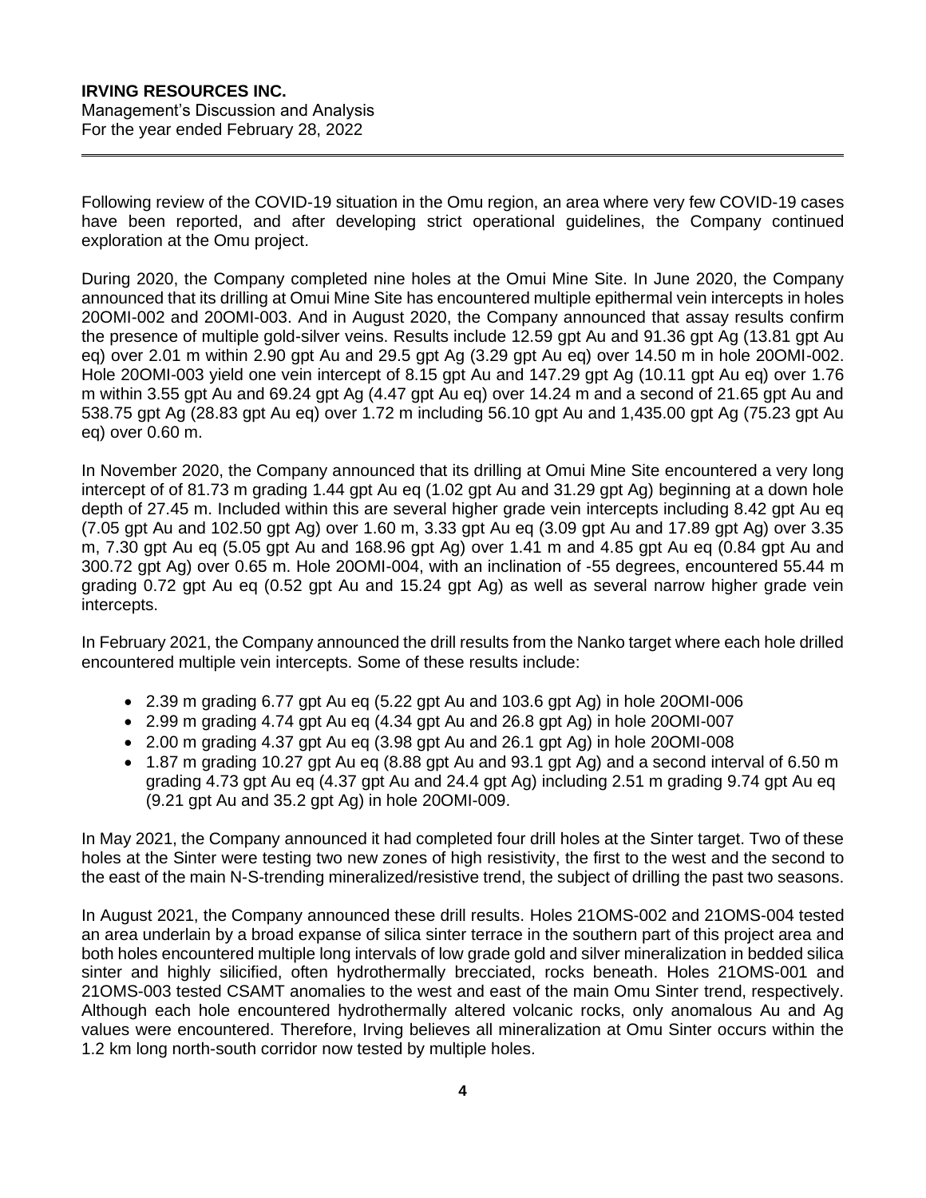Following review of the COVID-19 situation in the Omu region, an area where very few COVID-19 cases have been reported, and after developing strict operational guidelines, the Company continued exploration at the Omu project.

During 2020, the Company completed nine holes at the Omui Mine Site. In June 2020, the Company announced that its drilling at Omui Mine Site has encountered multiple epithermal vein intercepts in holes 20OMI-002 and 20OMI-003. And in August 2020, the Company announced that assay results confirm the presence of multiple gold-silver veins. Results include 12.59 gpt Au and 91.36 gpt Ag (13.81 gpt Au eq) over 2.01 m within 2.90 gpt Au and 29.5 gpt Ag (3.29 gpt Au eq) over 14.50 m in hole 20OMI-002. Hole 20OMI-003 yield one vein intercept of 8.15 gpt Au and 147.29 gpt Ag (10.11 gpt Au eq) over 1.76 m within 3.55 gpt Au and 69.24 gpt Ag (4.47 gpt Au eq) over 14.24 m and a second of 21.65 gpt Au and 538.75 gpt Ag (28.83 gpt Au eq) over 1.72 m including 56.10 gpt Au and 1,435.00 gpt Ag (75.23 gpt Au eq) over 0.60 m.

In November 2020, the Company announced that its drilling at Omui Mine Site encountered a very long intercept of of 81.73 m grading 1.44 gpt Au eq (1.02 gpt Au and 31.29 gpt Ag) beginning at a down hole depth of 27.45 m. Included within this are several higher grade vein intercepts including 8.42 gpt Au eq (7.05 gpt Au and 102.50 gpt Ag) over 1.60 m, 3.33 gpt Au eq (3.09 gpt Au and 17.89 gpt Ag) over 3.35 m, 7.30 gpt Au eq (5.05 gpt Au and 168.96 gpt Ag) over 1.41 m and 4.85 gpt Au eq (0.84 gpt Au and 300.72 gpt Ag) over 0.65 m. Hole 20OMI-004, with an inclination of -55 degrees, encountered 55.44 m grading 0.72 gpt Au eq (0.52 gpt Au and 15.24 gpt Ag) as well as several narrow higher grade vein intercepts.

In February 2021, the Company announced the drill results from the Nanko target where each hole drilled encountered multiple vein intercepts. Some of these results include:

- 2.39 m grading 6.77 gpt Au eq (5.22 gpt Au and 103.6 gpt Ag) in hole 20OMI-006
- 2.99 m grading 4.74 gpt Au eq (4.34 gpt Au and 26.8 gpt Ag) in hole 20OMI-007
- 2.00 m grading 4.37 gpt Au eq (3.98 gpt Au and 26.1 gpt Ag) in hole 20OMI-008
- 1.87 m grading 10.27 gpt Au eq (8.88 gpt Au and 93.1 gpt Ag) and a second interval of 6.50 m grading 4.73 gpt Au eq (4.37 gpt Au and 24.4 gpt Ag) including 2.51 m grading 9.74 gpt Au eq (9.21 gpt Au and 35.2 gpt Ag) in hole 20OMI-009.

In May 2021, the Company announced it had completed four drill holes at the Sinter target. Two of these holes at the Sinter were testing two new zones of high resistivity, the first to the west and the second to the east of the main N-S-trending mineralized/resistive trend, the subject of drilling the past two seasons.

In August 2021, the Company announced these drill results. Holes 21OMS-002 and 21OMS-004 tested an area underlain by a broad expanse of silica sinter terrace in the southern part of this project area and both holes encountered multiple long intervals of low grade gold and silver mineralization in bedded silica sinter and highly silicified, often hydrothermally brecciated, rocks beneath. Holes 21OMS-001 and 21OMS-003 tested CSAMT anomalies to the west and east of the main Omu Sinter trend, respectively. Although each hole encountered hydrothermally altered volcanic rocks, only anomalous Au and Ag values were encountered. Therefore, Irving believes all mineralization at Omu Sinter occurs within the 1.2 km long north-south corridor now tested by multiple holes.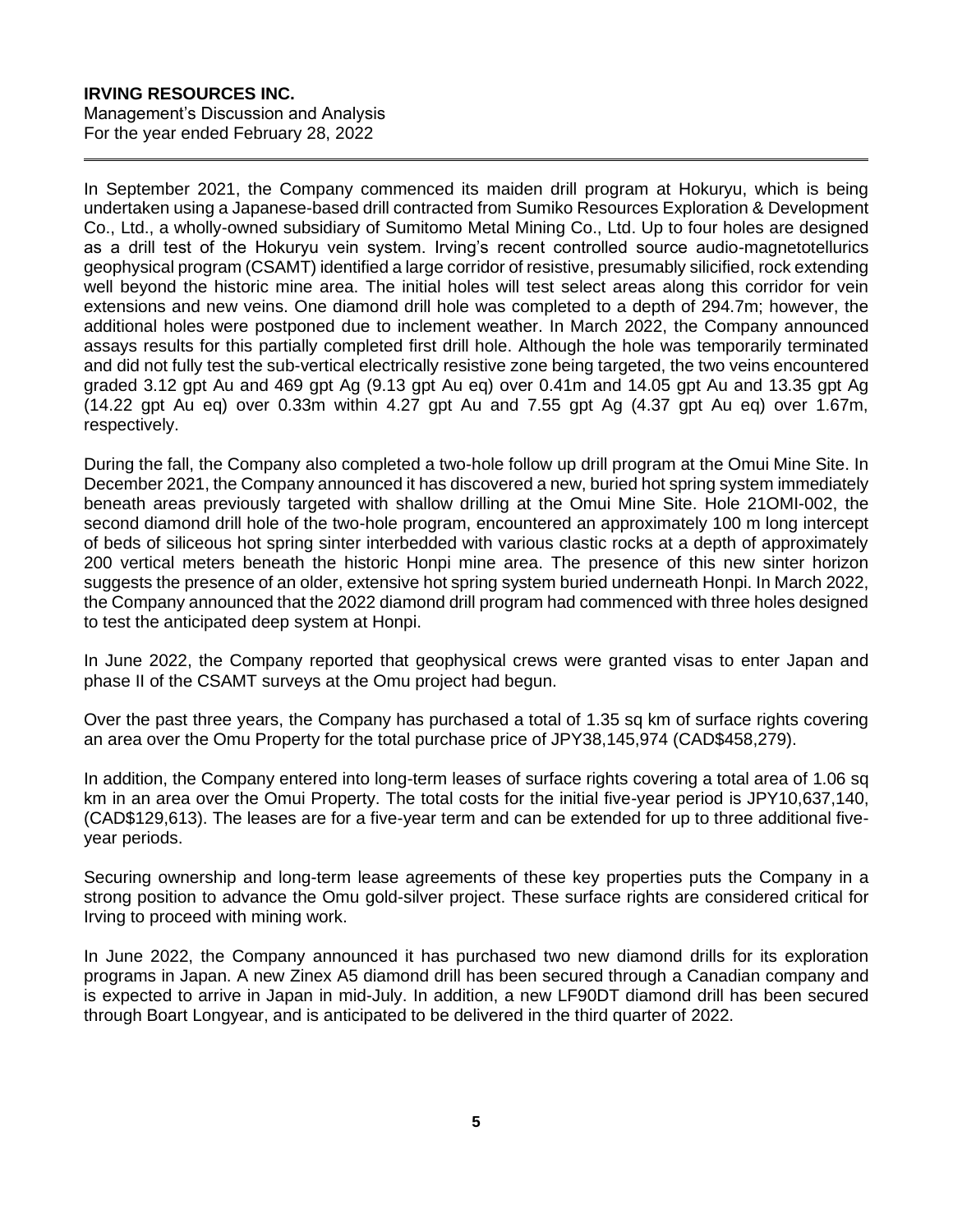In September 2021, the Company commenced its maiden drill program at Hokuryu, which is being undertaken using a Japanese-based drill contracted from Sumiko Resources Exploration & Development Co., Ltd., a wholly-owned subsidiary of Sumitomo Metal Mining Co., Ltd. Up to four holes are designed as a drill test of the Hokuryu vein system. Irving's recent controlled source audio-magnetotellurics geophysical program (CSAMT) identified a large corridor of resistive, presumably silicified, rock extending well beyond the historic mine area. The initial holes will test select areas along this corridor for vein extensions and new veins. One diamond drill hole was completed to a depth of 294.7m; however, the additional holes were postponed due to inclement weather. In March 2022, the Company announced assays results for this partially completed first drill hole. Although the hole was temporarily terminated and did not fully test the sub-vertical electrically resistive zone being targeted, the two veins encountered graded 3.12 gpt Au and 469 gpt Ag (9.13 gpt Au eq) over 0.41m and 14.05 gpt Au and 13.35 gpt Ag (14.22 gpt Au eq) over 0.33m within 4.27 gpt Au and 7.55 gpt Ag (4.37 gpt Au eq) over 1.67m, respectively.

During the fall, the Company also completed a two-hole follow up drill program at the Omui Mine Site. In December 2021, the Company announced it has discovered a new, buried hot spring system immediately beneath areas previously targeted with shallow drilling at the Omui Mine Site. Hole 21OMI-002, the second diamond drill hole of the two-hole program, encountered an approximately 100 m long intercept of beds of siliceous hot spring sinter interbedded with various clastic rocks at a depth of approximately 200 vertical meters beneath the historic Honpi mine area. The presence of this new sinter horizon suggests the presence of an older, extensive hot spring system buried underneath Honpi. In March 2022, the Company announced that the 2022 diamond drill program had commenced with three holes designed to test the anticipated deep system at Honpi.

In June 2022, the Company reported that geophysical crews were granted visas to enter Japan and phase II of the CSAMT surveys at the Omu project had begun.

Over the past three years, the Company has purchased a total of 1.35 sq km of surface rights covering an area over the Omu Property for the total purchase price of JPY38,145,974 (CAD$458,279).

In addition, the Company entered into long-term leases of surface rights covering a total area of 1.06 sq km in an area over the Omui Property. The total costs for the initial five-year period is JPY10,637,140, (CAD$129,613). The leases are for a five-year term and can be extended for up to three additional five-year periods.

Securing ownership and long-term lease agreements of these key properties puts the Company in a strong position to advance the Omu gold-silver project. These surface rights are considered critical for Irving to proceed with mining work.

In June 2022, the Company announced it has purchased two new diamond drills for its exploration programs in Japan. A new Zinex A5 diamond drill has been secured through a Canadian company and is expected to arrive in Japan in mid-July. In addition, a new LF90DT diamond drill has been secured through Boart Longyear, and is anticipated to be delivered in the third quarter of 2022.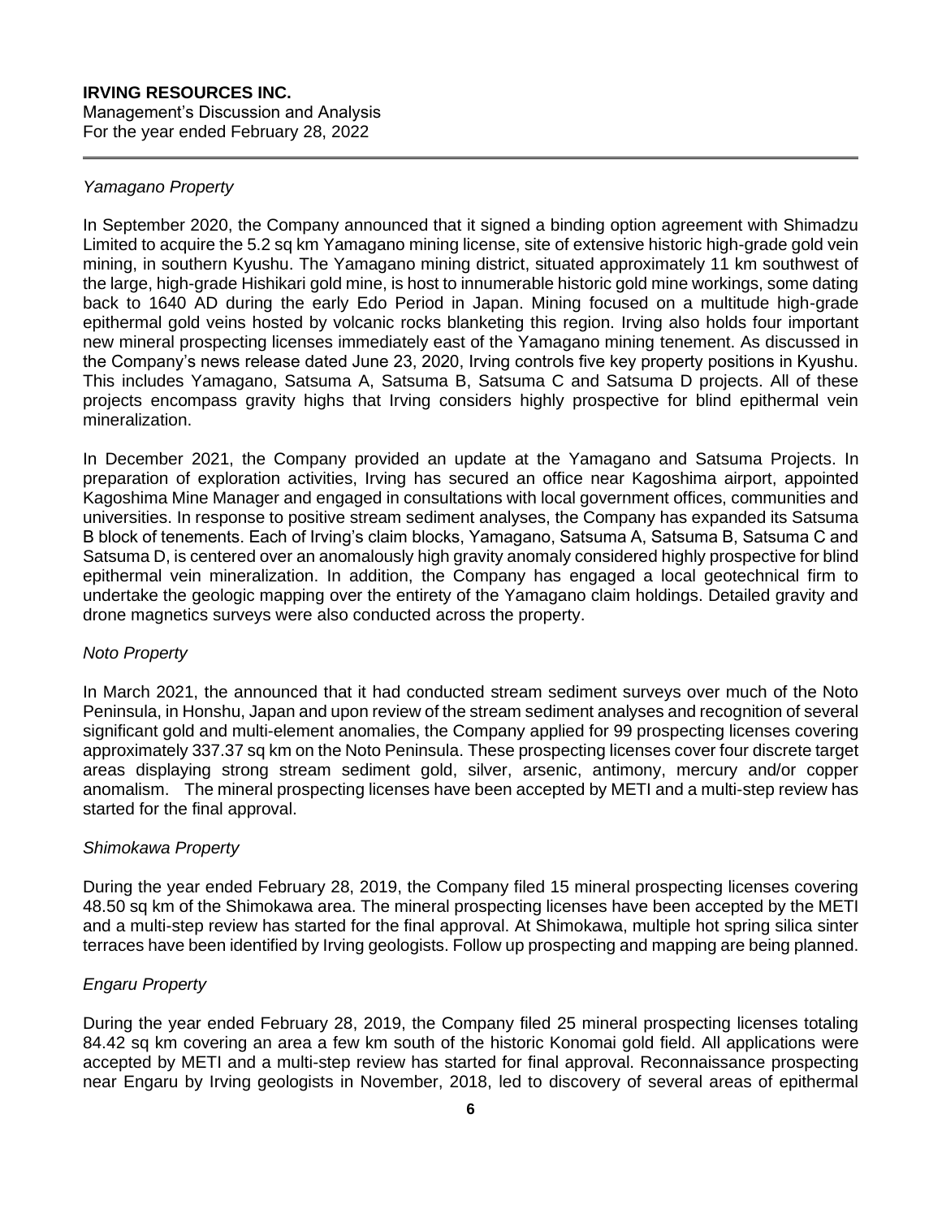*Yamagano Property*

In September 2020, the Company announced that it signed a binding option agreement with Shimadzu Limited to acquire the 5.2 sq km Yamagano mining license, site of extensive historic high-grade gold vein mining, in southern Kyushu. The Yamagano mining district, situated approximately 11 km southwest of the large, high-grade Hishikari gold mine, is host to innumerable historic gold mine workings, some dating back to 1640 AD during the early Edo Period in Japan. Mining focused on a multitude high-grade epithermal gold veins hosted by volcanic rocks blanketing this region. Irving also holds four important new mineral prospecting licenses immediately east of the Yamagano mining tenement. As discussed in the Company's news release dated June 23, 2020, Irving controls five key property positions in Kyushu. This includes Yamagano, Satsuma A, Satsuma B, Satsuma C and Satsuma D projects. All of these projects encompass gravity highs that Irving considers highly prospective for blind epithermal vein mineralization.

In December 2021, the Company provided an update at the Yamagano and Satsuma Projects. In preparation of exploration activities, Irving has secured an office near Kagoshima airport, appointed Kagoshima Mine Manager and engaged in consultations with local government offices, communities and universities. In response to positive stream sediment analyses, the Company has expanded its Satsuma B block of tenements. Each of Irving's claim blocks, Yamagano, Satsuma A, Satsuma B, Satsuma C and Satsuma D, is centered over an anomalously high gravity anomaly considered highly prospective for blind epithermal vein mineralization. In addition, the Company has engaged a local geotechnical firm to undertake the geologic mapping over the entirety of the Yamagano claim holdings. Detailed gravity and drone magnetics surveys were also conducted across the property.

*Noto Property*

In March 2021, the announced that it had conducted stream sediment surveys over much of the Noto Peninsula, in Honshu, Japan and upon review of the stream sediment analyses and recognition of several significant gold and multi-element anomalies, the Company applied for 99 prospecting licenses covering approximately 337.37 sq km on the Noto Peninsula. These prospecting licenses cover four discrete target areas displaying strong stream sediment gold, silver, arsenic, antimony, mercury and/or copper anomalism. The mineral prospecting licenses have been accepted by METI and a multi-step review has started for the final approval.

*Shimokawa Property*

During the year ended February 28, 2019, the Company filed 15 mineral prospecting licenses covering 48.50 sq km of the Shimokawa area. The mineral prospecting licenses have been accepted by the METI and a multi-step review has started for the final approval. At Shimokawa, multiple hot spring silica sinter terraces have been identified by Irving geologists. Follow up prospecting and mapping are being planned.

*Engaru Property*

During the year ended February 28, 2019, the Company filed 25 mineral prospecting licenses totaling 84.42 sq km covering an area a few km south of the historic Konomai gold field. All applications were accepted by METI and a multi-step review has started for final approval. Reconnaissance prospecting near Engaru by Irving geologists in November, 2018, led to discovery of several areas of epithermal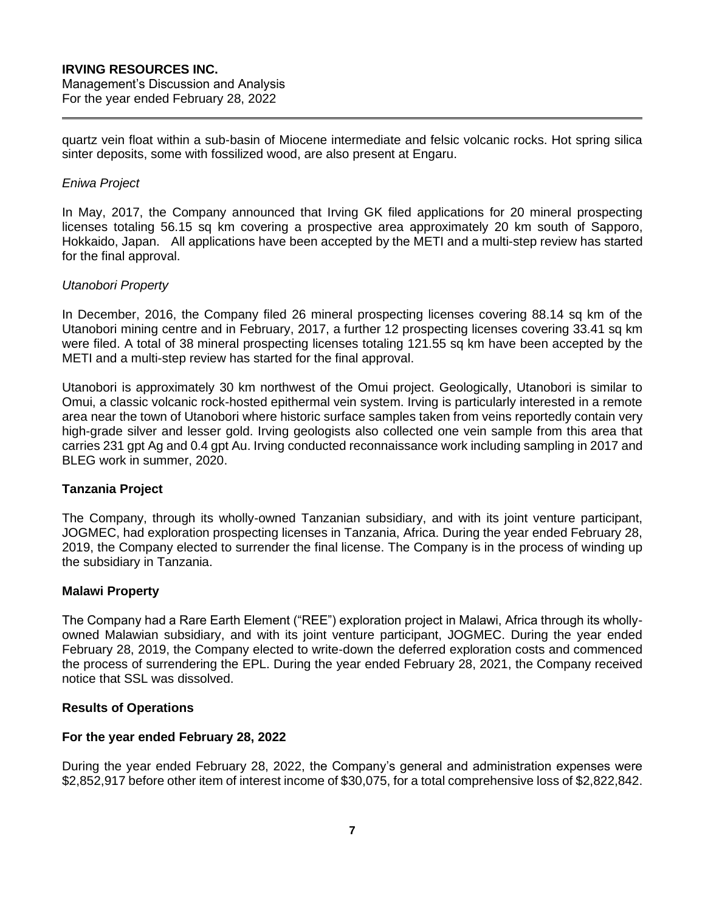quartz vein float within a sub-basin of Miocene intermediate and felsic volcanic rocks. Hot spring silica sinter deposits, some with fossilized wood, are also present at Engaru.

*Eniwa Project*

In May, 2017, the Company announced that Irving GK filed applications for 20 mineral prospecting licenses totaling 56.15 sq km covering a prospective area approximately 20 km south of Sapporo, Hokkaido, Japan. All applications have been accepted by the METI and a multi-step review has started for the final approval.

*Utanobori Property*

In December, 2016, the Company filed 26 mineral prospecting licenses covering 88.14 sq km of the Utanobori mining centre and in February, 2017, a further 12 prospecting licenses covering 33.41 sq km were filed. A total of 38 mineral prospecting licenses totaling 121.55 sq km have been accepted by the METI and a multi-step review has started for the final approval.

Utanobori is approximately 30 km northwest of the Omui project. Geologically, Utanobori is similar to Omui, a classic volcanic rock-hosted epithermal vein system. Irving is particularly interested in a remote area near the town of Utanobori where historic surface samples taken from veins reportedly contain very high-grade silver and lesser gold. Irving geologists also collected one vein sample from this area that carries 231 gpt Ag and 0.4 gpt Au. Irving conducted reconnaissance work including sampling in 2017 and BLEG work in summer, 2020.

**Tanzania Project**

The Company, through its wholly-owned Tanzanian subsidiary, and with its joint venture participant, JOGMEC, had exploration prospecting licenses in Tanzania, Africa. During the year ended February 28, 2019, the Company elected to surrender the final license. The Company is in the process of winding up the subsidiary in Tanzania.

**Malawi Property**

The Company had a Rare Earth Element ("REE") exploration project in Malawi, Africa through its wholly-owned Malawian subsidiary, and with its joint venture participant, JOGMEC. During the year ended February 28, 2019, the Company elected to write-down the deferred exploration costs and commenced the process of surrendering the EPL. During the year ended February 28, 2021, the Company received notice that SSL was dissolved.

**Results of Operations**

**For the year ended February 28, 2022**

During the year ended February 28, 2022, the Company's general and administration expenses were $2,852,917 before other item of interest income of $30,075, for a total comprehensive loss of $2,822,842.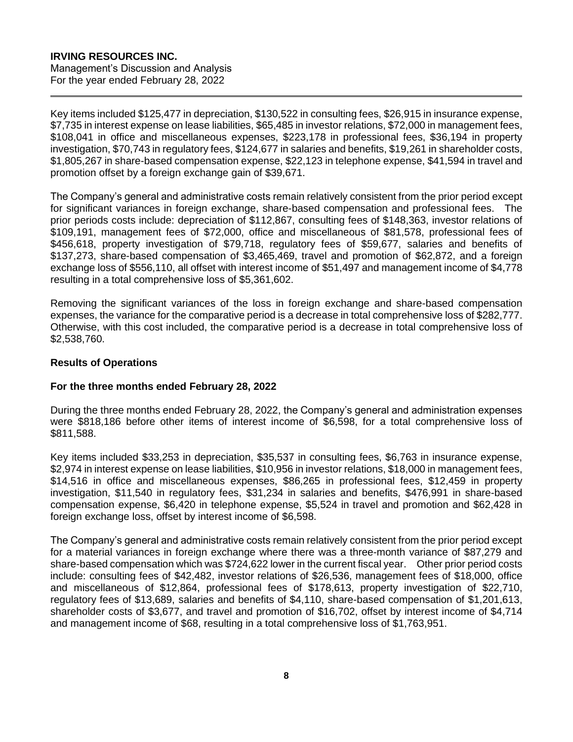Key items included $125,477 in depreciation, $130,522 in consulting fees, $26,915 in insurance expense, $7,735 in interest expense on lease liabilities, $65,485 in investor relations, $72,000 in management fees, $108,041 in office and miscellaneous expenses, $223,178 in professional fees, $36,194 in property investigation, $70,743 in regulatory fees, $124,677 in salaries and benefits, $19,261 in shareholder costs, $1,805,267 in share-based compensation expense, $22,123 in telephone expense, $41,594 in travel and promotion offset by a foreign exchange gain of $39,671.

The Company's general and administrative costs remain relatively consistent from the prior period except for significant variances in foreign exchange, share-based compensation and professional fees. The prior periods costs include: depreciation of $112,867, consulting fees of $148,363, investor relations of $109,191, management fees of $72,000, office and miscellaneous of $81,578, professional fees of $456,618, property investigation of $79,718, regulatory fees of $59,677, salaries and benefits of $137,273, share-based compensation of $3,465,469, travel and promotion of $62,872, and a foreign exchange loss of $556,110, all offset with interest income of $51,497 and management income of $4,778 resulting in a total comprehensive loss of $5,361,602.

Removing the significant variances of the loss in foreign exchange and share-based compensation expenses, the variance for the comparative period is a decrease in total comprehensive loss of $282,777. Otherwise, with this cost included, the comparative period is a decrease in total comprehensive loss of $2,538,760.

## Results of Operations

### For the three months ended February 28, 2022

During the three months ended February 28, 2022, the Company's general and administration expenses were $818,186 before other items of interest income of $6,598, for a total comprehensive loss of $811,588.

Key items included $33,253 in depreciation, $35,537 in consulting fees, $6,763 in insurance expense, $2,974 in interest expense on lease liabilities, $10,956 in investor relations, $18,000 in management fees, $14,516 in office and miscellaneous expenses, $86,265 in professional fees, $12,459 in property investigation, $11,540 in regulatory fees, $31,234 in salaries and benefits, $476,991 in share-based compensation expense, $6,420 in telephone expense, $5,524 in travel and promotion and $62,428 in foreign exchange loss, offset by interest income of $6,598.

The Company's general and administrative costs remain relatively consistent from the prior period except for a material variances in foreign exchange where there was a three-month variance of $87,279 and share-based compensation which was $724,622 lower in the current fiscal year. Other prior period costs include: consulting fees of $42,482, investor relations of $26,536, management fees of $18,000, office and miscellaneous of $12,864, professional fees of $178,613, property investigation of $22,710, regulatory fees of $13,689, salaries and benefits of $4,110, share-based compensation of $1,201,613, shareholder costs of $3,677, and travel and promotion of $16,702, offset by interest income of $4,714 and management income of $68, resulting in a total comprehensive loss of $1,763,951.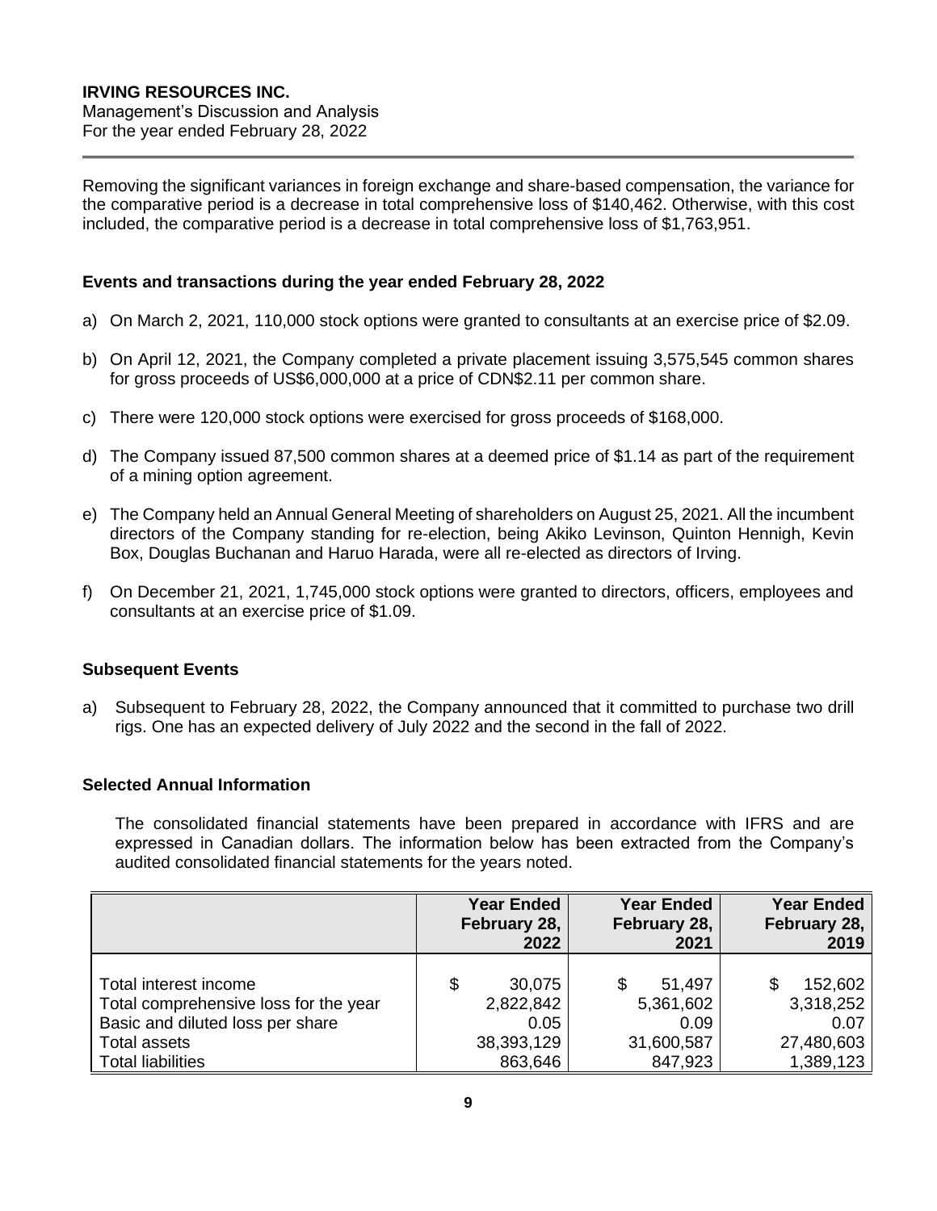Removing the significant variances in foreign exchange and share-based compensation, the variance for the comparative period is a decrease in total comprehensive loss of $140,462. Otherwise, with this cost included, the comparative period is a decrease in total comprehensive loss of $1,763,951.

## Events and transactions during the year ended February 28, 2022

a) On March 2, 2021, 110,000 stock options were granted to consultants at an exercise price of $2.09.

b) On April 12, 2021, the Company completed a private placement issuing 3,575,545 common shares for gross proceeds of US$6,000,000 at a price of CDN$2.11 per common share.

c) There were 120,000 stock options were exercised for gross proceeds of $168,000.

d) The Company issued 87,500 common shares at a deemed price of $1.14 as part of the requirement of a mining option agreement.

e) The Company held an Annual General Meeting of shareholders on August 25, 2021. All the incumbent directors of the Company standing for re-election, being Akiko Levinson, Quinton Hennigh, Kevin Box, Douglas Buchanan and Haruo Harada, were all re-elected as directors of Irving.

f) On December 21, 2021, 1,745,000 stock options were granted to directors, officers, employees and consultants at an exercise price of $1.09.

## Subsequent Events

a) Subsequent to February 28, 2022, the Company announced that it committed to purchase two drill rigs. One has an expected delivery of July 2022 and the second in the fall of 2022.

## Selected Annual Information

The consolidated financial statements have been prepared in accordance with IFRS and are expressed in Canadian dollars. The information below has been extracted from the Company's audited consolidated financial statements for the years noted.

| | Year Ended February 28, 2022 | Year Ended February 28, 2021 | Year Ended February 28, 2019 |
|---|---|---|---|
| Total interest income | $ 30,075 | $ 51,497 | $ 152,602 |
| Total comprehensive loss for the year | 2,822,842 | 5,361,602 | 3,318,252 |
| Basic and diluted loss per share | 0.05 | 0.09 | 0.07 |
| Total assets | 38,393,129 | 31,600,587 | 27,480,603 |
| Total liabilities | 863,646 | 847,923 | 1,389,123 |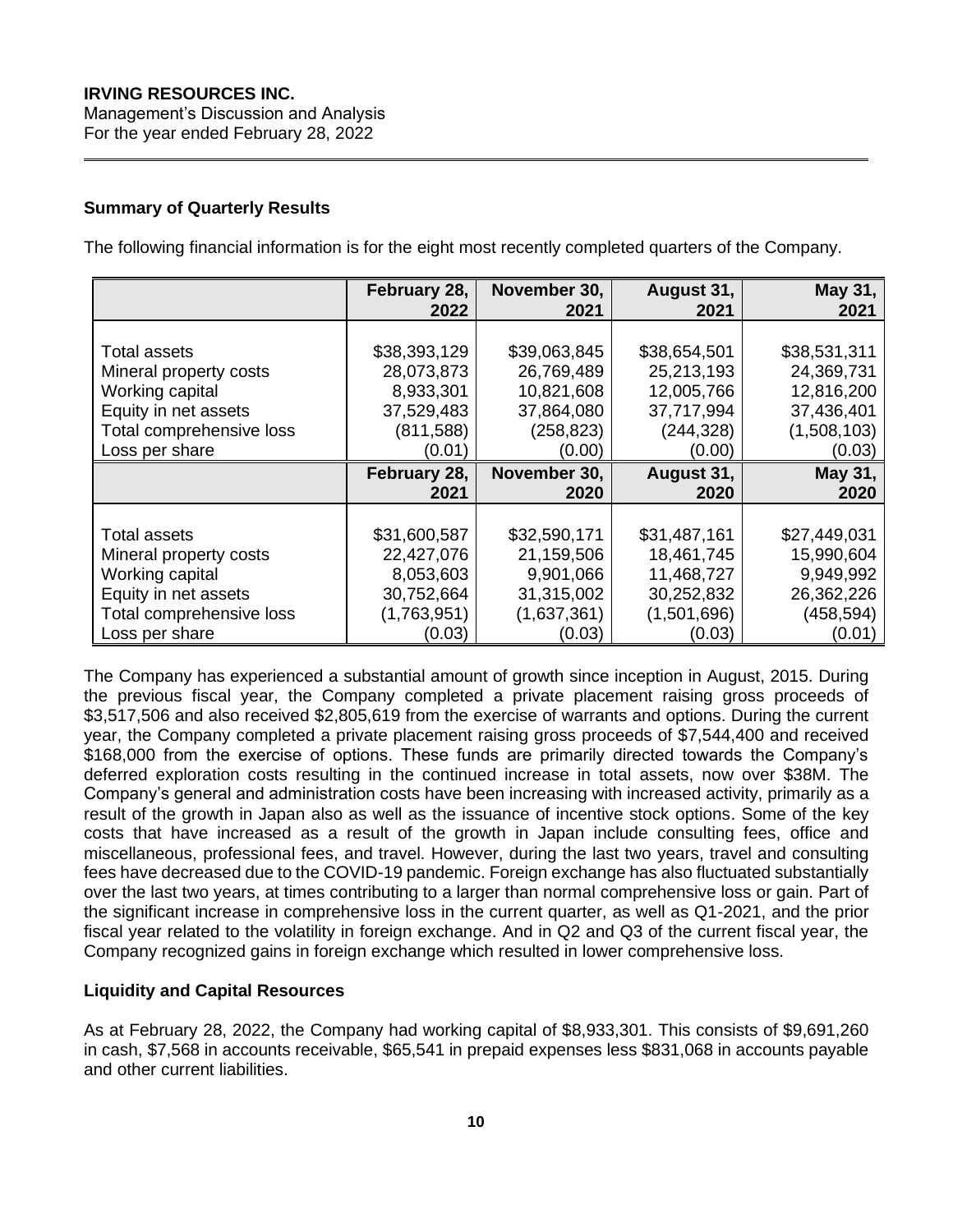**IRVING RESOURCES INC.**
Management's Discussion and Analysis
For the year ended February 28, 2022

## Summary of Quarterly Results

The following financial information is for the eight most recently completed quarters of the Company.

| | February 28, 2022 | November 30, 2021 | August 31, 2021 | May 31, 2021 |
|---|---|---|---|---|
| Total assets | $38,393,129 | $39,063,845 | $38,654,501 | $38,531,311 |
| Mineral property costs | 28,073,873 | 26,769,489 | 25,213,193 | 24,369,731 |
| Working capital | 8,933,301 | 10,821,608 | 12,005,766 | 12,816,200 |
| Equity in net assets | 37,529,483 | 37,864,080 | 37,717,994 | 37,436,401 |
| Total comprehensive loss | (811,588) | (258,823) | (244,328) | (1,508,103) |
| Loss per share | (0.01) | (0.00) | (0.00) | (0.03) |
| | **February 28, 2021** | **November 30, 2020** | **August 31, 2020** | **May 31, 2020** |
| Total assets | $31,600,587 | $32,590,171 | $31,487,161 | $27,449,031 |
| Mineral property costs | 22,427,076 | 21,159,506 | 18,461,745 | 15,990,604 |
| Working capital | 8,053,603 | 9,901,066 | 11,468,727 | 9,949,992 |
| Equity in net assets | 30,752,664 | 31,315,002 | 30,252,832 | 26,362,226 |
| Total comprehensive loss | (1,763,951) | (1,637,361) | (1,501,696) | (458,594) |
| Loss per share | (0.03) | (0.03) | (0.03) | (0.01) |

The Company has experienced a substantial amount of growth since inception in August, 2015. During the previous fiscal year, the Company completed a private placement raising gross proceeds of $3,517,506 and also received $2,805,619 from the exercise of warrants and options. During the current year, the Company completed a private placement raising gross proceeds of $7,544,400 and received $168,000 from the exercise of options. These funds are primarily directed towards the Company's deferred exploration costs resulting in the continued increase in total assets, now over $38M. The Company's general and administration costs have been increasing with increased activity, primarily as a result of the growth in Japan also as well as the issuance of incentive stock options. Some of the key costs that have increased as a result of the growth in Japan include consulting fees, office and miscellaneous, professional fees, and travel. However, during the last two years, travel and consulting fees have decreased due to the COVID-19 pandemic. Foreign exchange has also fluctuated substantially over the last two years, at times contributing to a larger than normal comprehensive loss or gain. Part of the significant increase in comprehensive loss in the current quarter, as well as Q1-2021, and the prior fiscal year related to the volatility in foreign exchange. And in Q2 and Q3 of the current fiscal year, the Company recognized gains in foreign exchange which resulted in lower comprehensive loss.

## Liquidity and Capital Resources

As at February 28, 2022, the Company had working capital of $8,933,301. This consists of $9,691,260 in cash, $7,568 in accounts receivable, $65,541 in prepaid expenses less $831,068 in accounts payable and other current liabilities.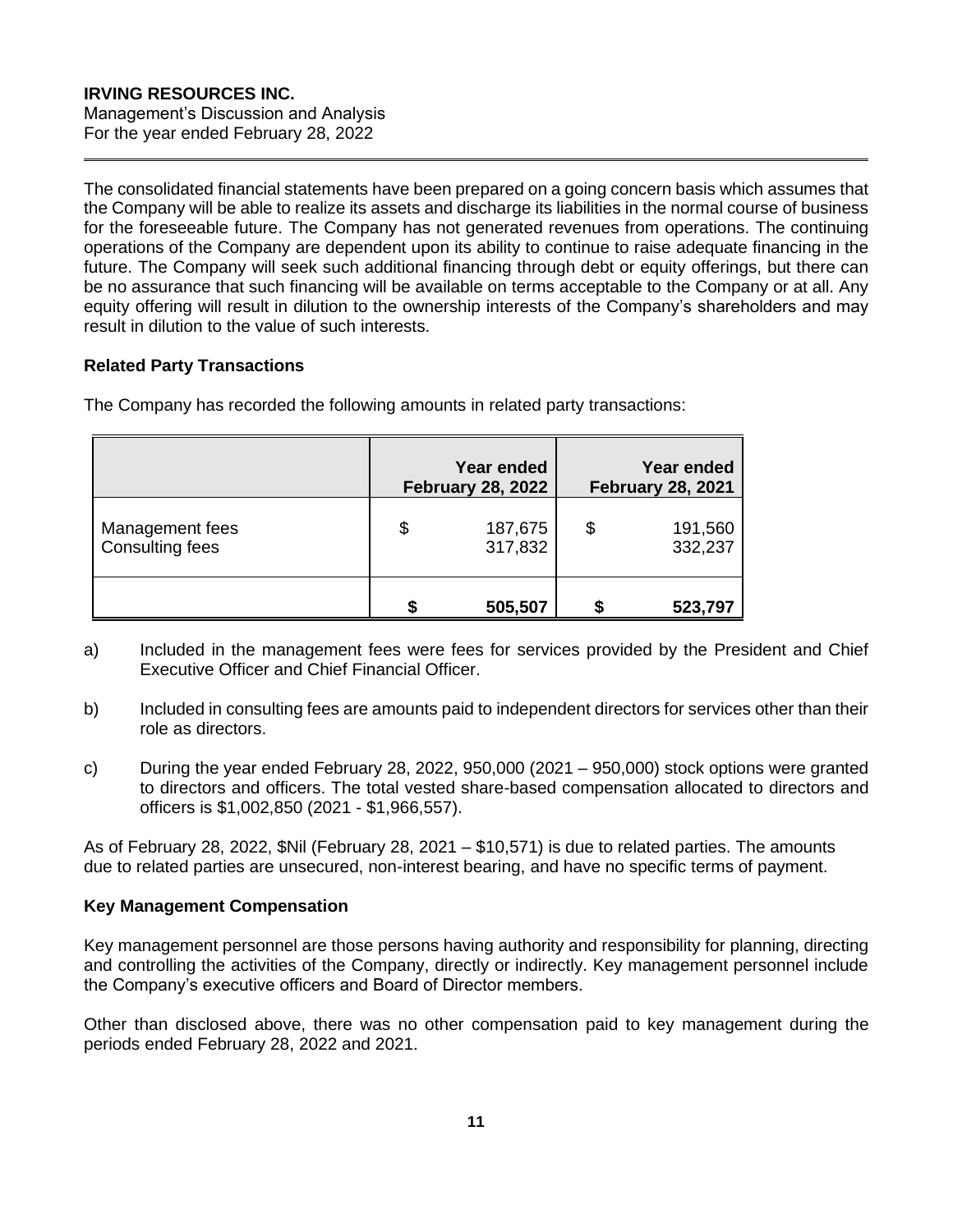The consolidated financial statements have been prepared on a going concern basis which assumes that the Company will be able to realize its assets and discharge its liabilities in the normal course of business for the foreseeable future. The Company has not generated revenues from operations. The continuing operations of the Company are dependent upon its ability to continue to raise adequate financing in the future. The Company will seek such additional financing through debt or equity offerings, but there can be no assurance that such financing will be available on terms acceptable to the Company or at all. Any equity offering will result in dilution to the ownership interests of the Company's shareholders and may result in dilution to the value of such interests.

## Related Party Transactions

The Company has recorded the following amounts in related party transactions:

| | Year ended February 28, 2022 | Year ended February 28, 2021 |
|---|---|---|
| Management fees | $ 187,675 | $ 191,560 |
| Consulting fees | 317,832 | 332,237 |
| | **$ 505,507** | **$ 523,797** |

a) Included in the management fees were fees for services provided by the President and Chief Executive Officer and Chief Financial Officer.

b) Included in consulting fees are amounts paid to independent directors for services other than their role as directors.

c) During the year ended February 28, 2022, 950,000 (2021 – 950,000) stock options were granted to directors and officers. The total vested share-based compensation allocated to directors and officers is $1,002,850 (2021 - $1,966,557).

As of February 28, 2022, $Nil (February 28, 2021 – $10,571) is due to related parties. The amounts due to related parties are unsecured, non-interest bearing, and have no specific terms of payment.

## Key Management Compensation

Key management personnel are those persons having authority and responsibility for planning, directing and controlling the activities of the Company, directly or indirectly. Key management personnel include the Company's executive officers and Board of Director members.

Other than disclosed above, there was no other compensation paid to key management during the periods ended February 28, 2022 and 2021.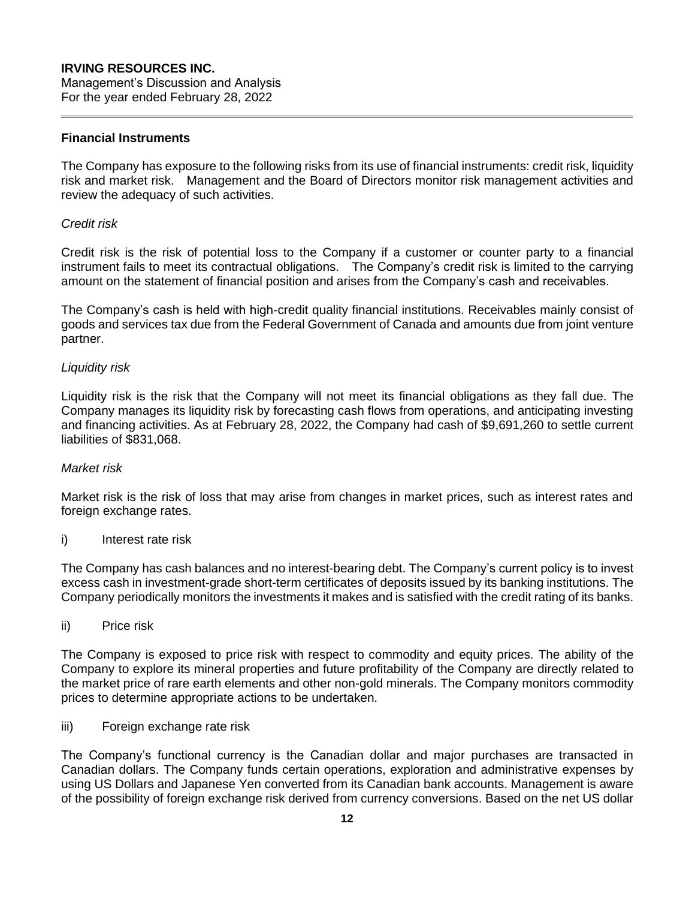## Financial Instruments

The Company has exposure to the following risks from its use of financial instruments: credit risk, liquidity risk and market risk. Management and the Board of Directors monitor risk management activities and review the adequacy of such activities.

*Credit risk*

Credit risk is the risk of potential loss to the Company if a customer or counter party to a financial instrument fails to meet its contractual obligations. The Company's credit risk is limited to the carrying amount on the statement of financial position and arises from the Company's cash and receivables.

The Company's cash is held with high-credit quality financial institutions. Receivables mainly consist of goods and services tax due from the Federal Government of Canada and amounts due from joint venture partner.

*Liquidity risk*

Liquidity risk is the risk that the Company will not meet its financial obligations as they fall due. The Company manages its liquidity risk by forecasting cash flows from operations, and anticipating investing and financing activities. As at February 28, 2022, the Company had cash of $9,691,260 to settle current liabilities of $831,068.

*Market risk*

Market risk is the risk of loss that may arise from changes in market prices, such as interest rates and foreign exchange rates.

i) Interest rate risk

The Company has cash balances and no interest-bearing debt. The Company's current policy is to invest excess cash in investment-grade short-term certificates of deposits issued by its banking institutions. The Company periodically monitors the investments it makes and is satisfied with the credit rating of its banks.

ii) Price risk

The Company is exposed to price risk with respect to commodity and equity prices. The ability of the Company to explore its mineral properties and future profitability of the Company are directly related to the market price of rare earth elements and other non-gold minerals. The Company monitors commodity prices to determine appropriate actions to be undertaken.

iii) Foreign exchange rate risk

The Company's functional currency is the Canadian dollar and major purchases are transacted in Canadian dollars. The Company funds certain operations, exploration and administrative expenses by using US Dollars and Japanese Yen converted from its Canadian bank accounts. Management is aware of the possibility of foreign exchange risk derived from currency conversions. Based on the net US dollar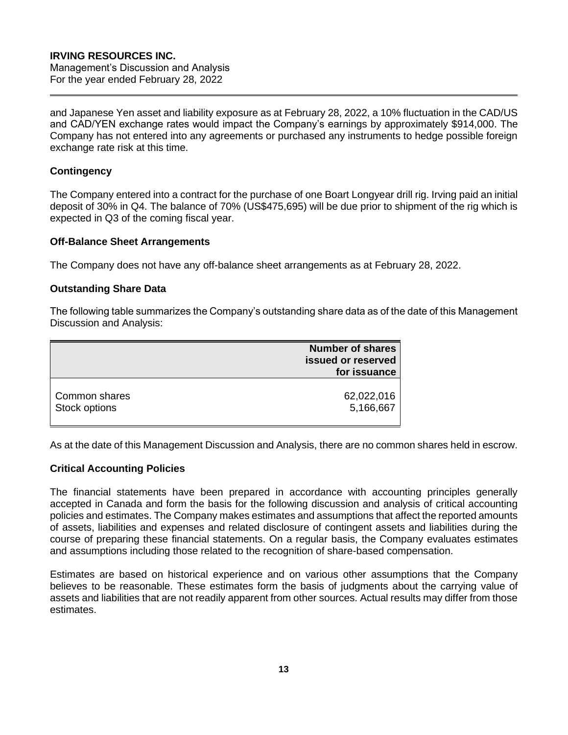and Japanese Yen asset and liability exposure as at February 28, 2022, a 10% fluctuation in the CAD/US and CAD/YEN exchange rates would impact the Company's earnings by approximately $914,000. The Company has not entered into any agreements or purchased any instruments to hedge possible foreign exchange rate risk at this time.

### Contingency

The Company entered into a contract for the purchase of one Boart Longyear drill rig. Irving paid an initial deposit of 30% in Q4. The balance of 70% (US$475,695) will be due prior to shipment of the rig which is expected in Q3 of the coming fiscal year.

### Off-Balance Sheet Arrangements

The Company does not have any off-balance sheet arrangements as at February 28, 2022.

### Outstanding Share Data

The following table summarizes the Company's outstanding share data as of the date of this Management Discussion and Analysis:

| | Number of shares issued or reserved for issuance |
|---|---|
| Common shares | 62,022,016 |
| Stock options | 5,166,667 |

As at the date of this Management Discussion and Analysis, there are no common shares held in escrow.

### Critical Accounting Policies

The financial statements have been prepared in accordance with accounting principles generally accepted in Canada and form the basis for the following discussion and analysis of critical accounting policies and estimates. The Company makes estimates and assumptions that affect the reported amounts of assets, liabilities and expenses and related disclosure of contingent assets and liabilities during the course of preparing these financial statements. On a regular basis, the Company evaluates estimates and assumptions including those related to the recognition of share-based compensation.

Estimates are based on historical experience and on various other assumptions that the Company believes to be reasonable. These estimates form the basis of judgments about the carrying value of assets and liabilities that are not readily apparent from other sources. Actual results may differ from those estimates.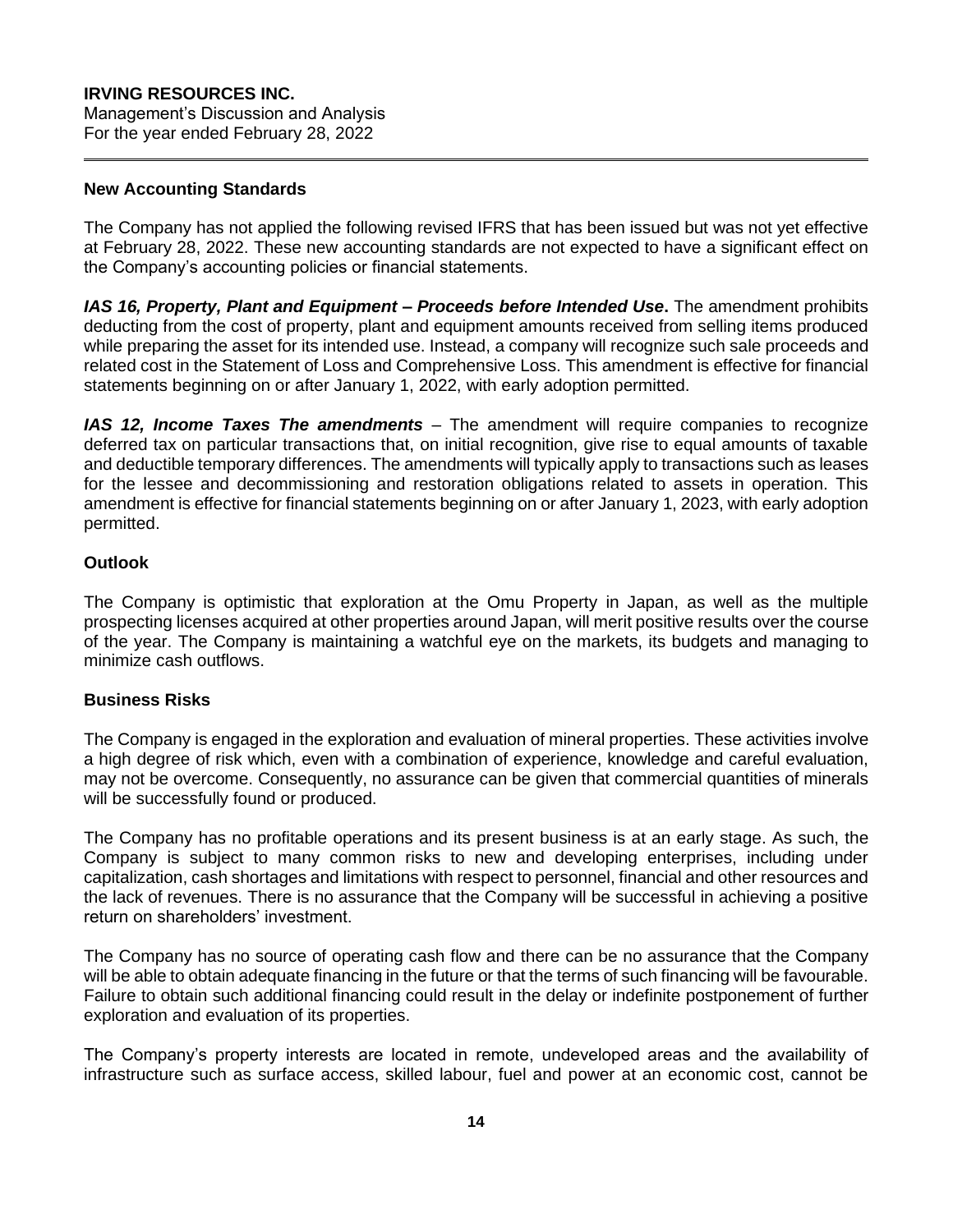## New Accounting Standards

The Company has not applied the following revised IFRS that has been issued but was not yet effective at February 28, 2022. These new accounting standards are not expected to have a significant effect on the Company's accounting policies or financial statements.

***IAS 16, Property, Plant and Equipment – Proceeds before Intended Use*.** The amendment prohibits deducting from the cost of property, plant and equipment amounts received from selling items produced while preparing the asset for its intended use. Instead, a company will recognize such sale proceeds and related cost in the Statement of Loss and Comprehensive Loss. This amendment is effective for financial statements beginning on or after January 1, 2022, with early adoption permitted.

***IAS 12, Income Taxes The amendments*** – The amendment will require companies to recognize deferred tax on particular transactions that, on initial recognition, give rise to equal amounts of taxable and deductible temporary differences. The amendments will typically apply to transactions such as leases for the lessee and decommissioning and restoration obligations related to assets in operation. This amendment is effective for financial statements beginning on or after January 1, 2023, with early adoption permitted.

## Outlook

The Company is optimistic that exploration at the Omu Property in Japan, as well as the multiple prospecting licenses acquired at other properties around Japan, will merit positive results over the course of the year. The Company is maintaining a watchful eye on the markets, its budgets and managing to minimize cash outflows.

## Business Risks

The Company is engaged in the exploration and evaluation of mineral properties. These activities involve a high degree of risk which, even with a combination of experience, knowledge and careful evaluation, may not be overcome. Consequently, no assurance can be given that commercial quantities of minerals will be successfully found or produced.

The Company has no profitable operations and its present business is at an early stage. As such, the Company is subject to many common risks to new and developing enterprises, including under capitalization, cash shortages and limitations with respect to personnel, financial and other resources and the lack of revenues. There is no assurance that the Company will be successful in achieving a positive return on shareholders' investment.

The Company has no source of operating cash flow and there can be no assurance that the Company will be able to obtain adequate financing in the future or that the terms of such financing will be favourable. Failure to obtain such additional financing could result in the delay or indefinite postponement of further exploration and evaluation of its properties.

The Company's property interests are located in remote, undeveloped areas and the availability of infrastructure such as surface access, skilled labour, fuel and power at an economic cost, cannot be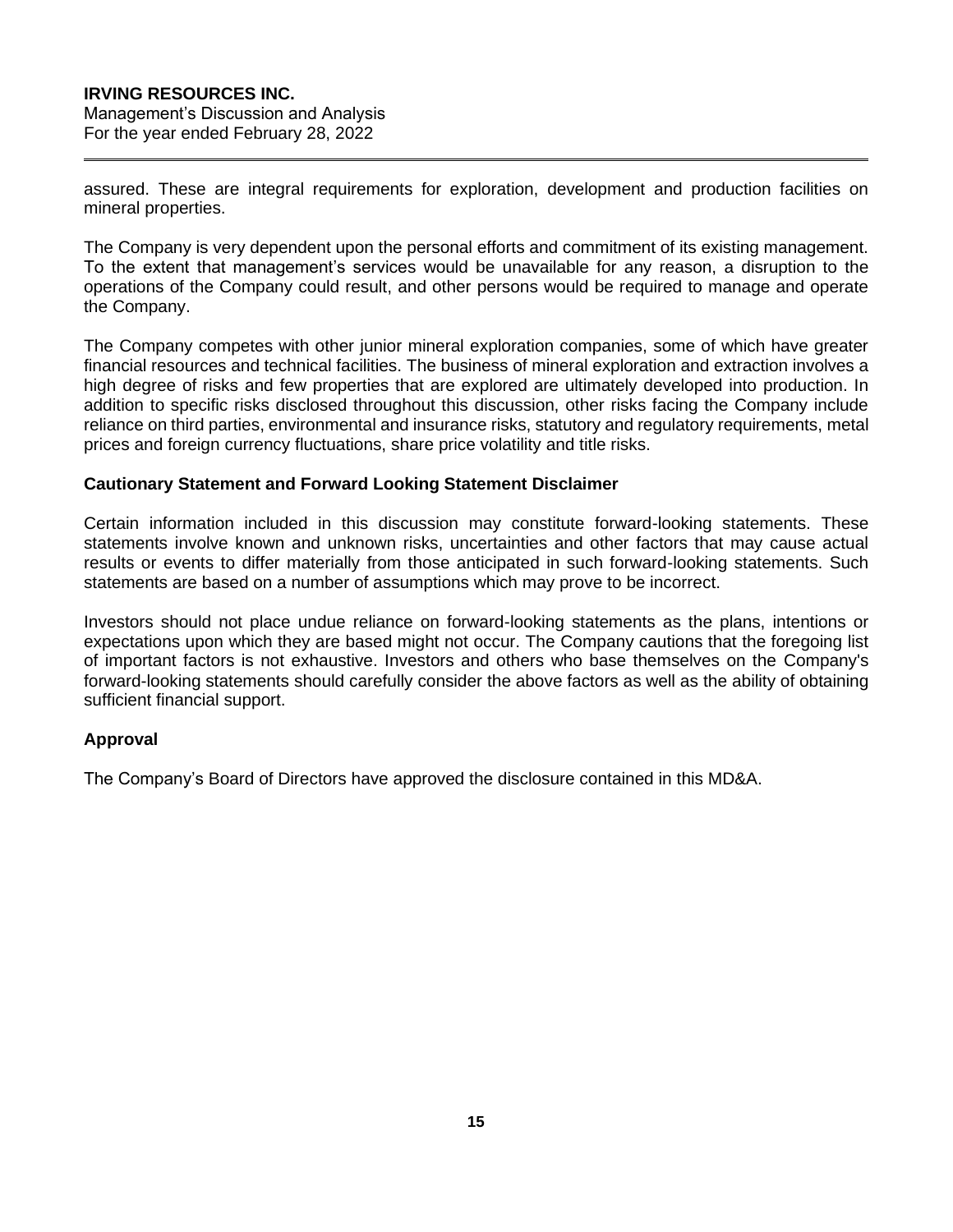assured. These are integral requirements for exploration, development and production facilities on mineral properties.

The Company is very dependent upon the personal efforts and commitment of its existing management. To the extent that management's services would be unavailable for any reason, a disruption to the operations of the Company could result, and other persons would be required to manage and operate the Company.

The Company competes with other junior mineral exploration companies, some of which have greater financial resources and technical facilities. The business of mineral exploration and extraction involves a high degree of risks and few properties that are explored are ultimately developed into production. In addition to specific risks disclosed throughout this discussion, other risks facing the Company include reliance on third parties, environmental and insurance risks, statutory and regulatory requirements, metal prices and foreign currency fluctuations, share price volatility and title risks.

## Cautionary Statement and Forward Looking Statement Disclaimer

Certain information included in this discussion may constitute forward-looking statements. These statements involve known and unknown risks, uncertainties and other factors that may cause actual results or events to differ materially from those anticipated in such forward-looking statements. Such statements are based on a number of assumptions which may prove to be incorrect.

Investors should not place undue reliance on forward-looking statements as the plans, intentions or expectations upon which they are based might not occur. The Company cautions that the foregoing list of important factors is not exhaustive. Investors and others who base themselves on the Company's forward-looking statements should carefully consider the above factors as well as the ability of obtaining sufficient financial support.

## Approval

The Company's Board of Directors have approved the disclosure contained in this MD&A.